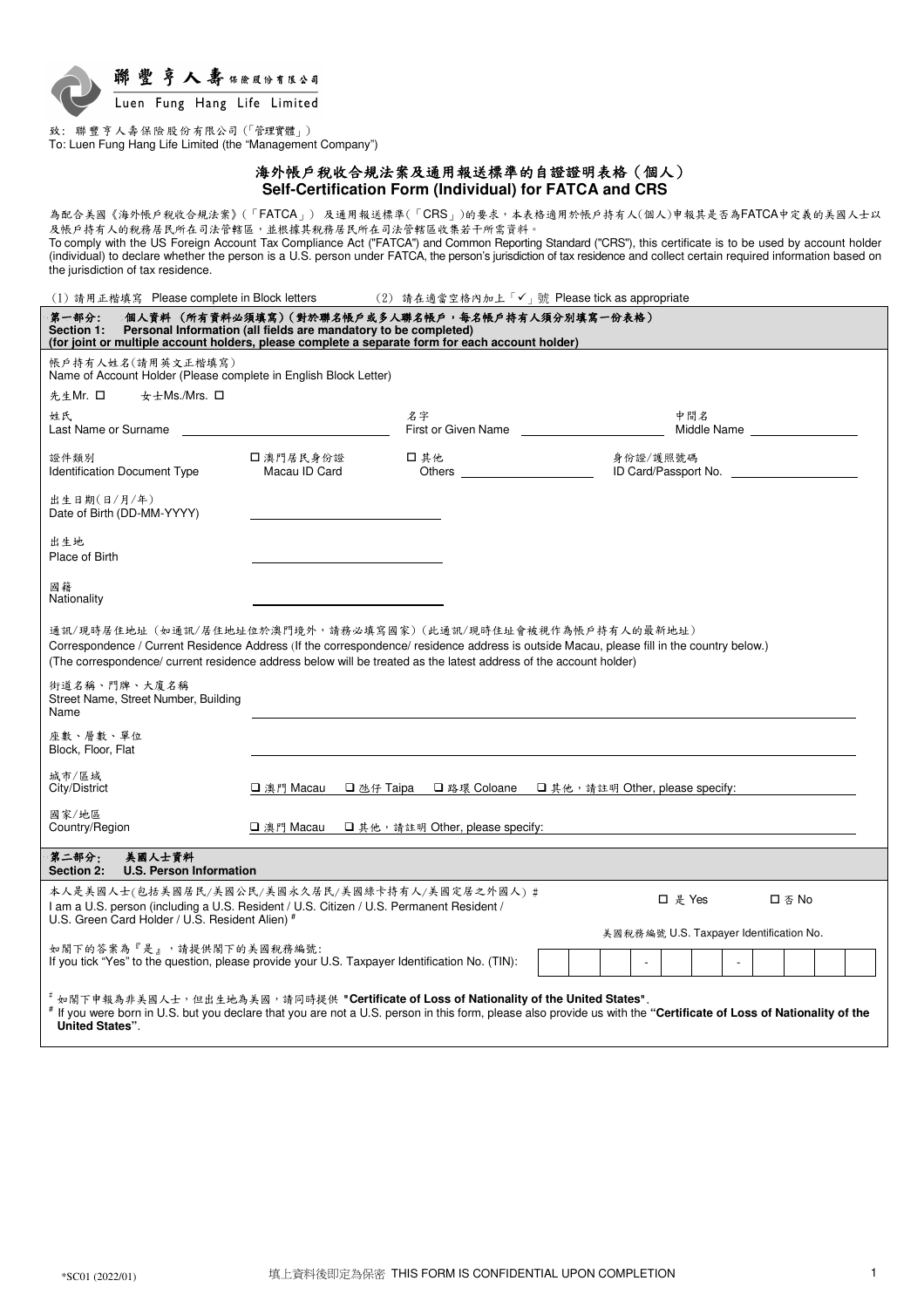聯豐亨人壽保險股份有限公司
Luen Fung Hang Life Limited

致: 聯豐亨人壽保險股份有限公司(「管理實體」)
To: Luen Fung Hang Life Limited (the "Management Company")

# 海外帳戶稅收合規法案及通用報送標準的自證證明表格（個人）
# Self-Certification Form (Individual) for FATCA and CRS

為配合美國《海外帳戶稅收合規法案》(「FATCA」) 及通用報送標準(「CRS」)的要求，本表格適用於帳戶持有人(個人)申報其是否為FATCA中定義的美國人士以及帳戶持有人的稅務居民所在司法管轄區，並根據其稅務居民所在司法管轄區收集若干所需資料。
To comply with the US Foreign Account Tax Compliance Act ("FATCA") and Common Reporting Standard ("CRS"), this certificate is to be used by account holder (individual) to declare whether the person is a U.S. person under FATCA, the person's jurisdiction of tax residence and collect certain required information based on the jurisdiction of tax residence.

(1) 請用正楷填寫 Please complete in Block letters　　(2) 請在適當空格內加上「✓」號 Please tick as appropriate

## 第一部分: 個人資料 (所有資料必須填寫)(對於聯名帳戶或多人聯名帳戶，每名帳戶持有人須分別填寫一份表格)
## Section 1: Personal Information (all fields are mandatory to be completed) (for joint or multiple account holders, please complete a separate form for each account holder)

帳戶持有人姓名(請用英文正楷填寫)
Name of Account Holder (Please complete in English Block Letter)

先生Mr. ☐　　女士Ms./Mrs. ☐

姓氏 Last Name or Surname ____________　名字 First or Given Name ____________　中間名 Middle Name ____________

證件類別 Identification Document Type　☐ 澳門居民身份證 Macau ID Card　☐ 其他 Others ____________　身份證/護照號碼 ID Card/Passport No. ____________

出生日期(日/月/年) Date of Birth (DD-MM-YYYY) ____________

出生地 Place of Birth ____________

國籍 Nationality ____________

通訊/現時居住地址 (如通訊/居住地址位於澳門境外，請務必填寫國家) (此通訊/現時住址會被視作為帳戶持有人的最新地址)
Correspondence / Current Residence Address (If the correspondence/ residence address is outside Macau, please fill in the country below.)
(The correspondence/ current residence address below will be treated as the latest address of the account holder)

街道名稱、門牌、大廈名稱 Street Name, Street Number, Building Name ____________

座數、層數、單位 Block, Floor, Flat ____________

城市/區域 City/District　☐ 澳門 Macau　☐ 氹仔 Taipa　☐ 路環 Coloane　☐ 其他，請註明 Other, please specify: ____________

國家/地區 Country/Region　☐ 澳門 Macau　☐ 其他，請註明 Other, please specify: ____________

## 第二部分: 美國人士資料
## Section 2: U.S. Person Information

本人是美國人士(包括美國居民/美國公民/美國永久居民/美國綠卡持有人/美國定居之外國人) #
I am a U.S. person (including a U.S. Resident / U.S. Citizen / U.S. Permanent Resident / U.S. Green Card Holder / U.S. Resident Alien) #　　☐ 是 Yes　☐ 否 No

如閣下的答案為『是』，請提供閣下的美國稅務編號:
If you tick "Yes" to the question, please provide your U.S. Taxpayer Identification No. (TIN):

美國稅務編號 U.S. Taxpayer Identification No.: ___ ___ ___ - ___ ___ - ___ ___ ___ ___

# 如閣下申報為非美國人士，但出生地為美國，請同時提供 **"Certificate of Loss of Nationality of the United States"**.
# If you were born in U.S. but you declare that you are not a U.S. person in this form, please also provide us with the **"Certificate of Loss of Nationality of the United States"**.

*SC01 (2022/01)　　填上資料後即定為保密 THIS FORM IS CONFIDENTIAL UPON COMPLETION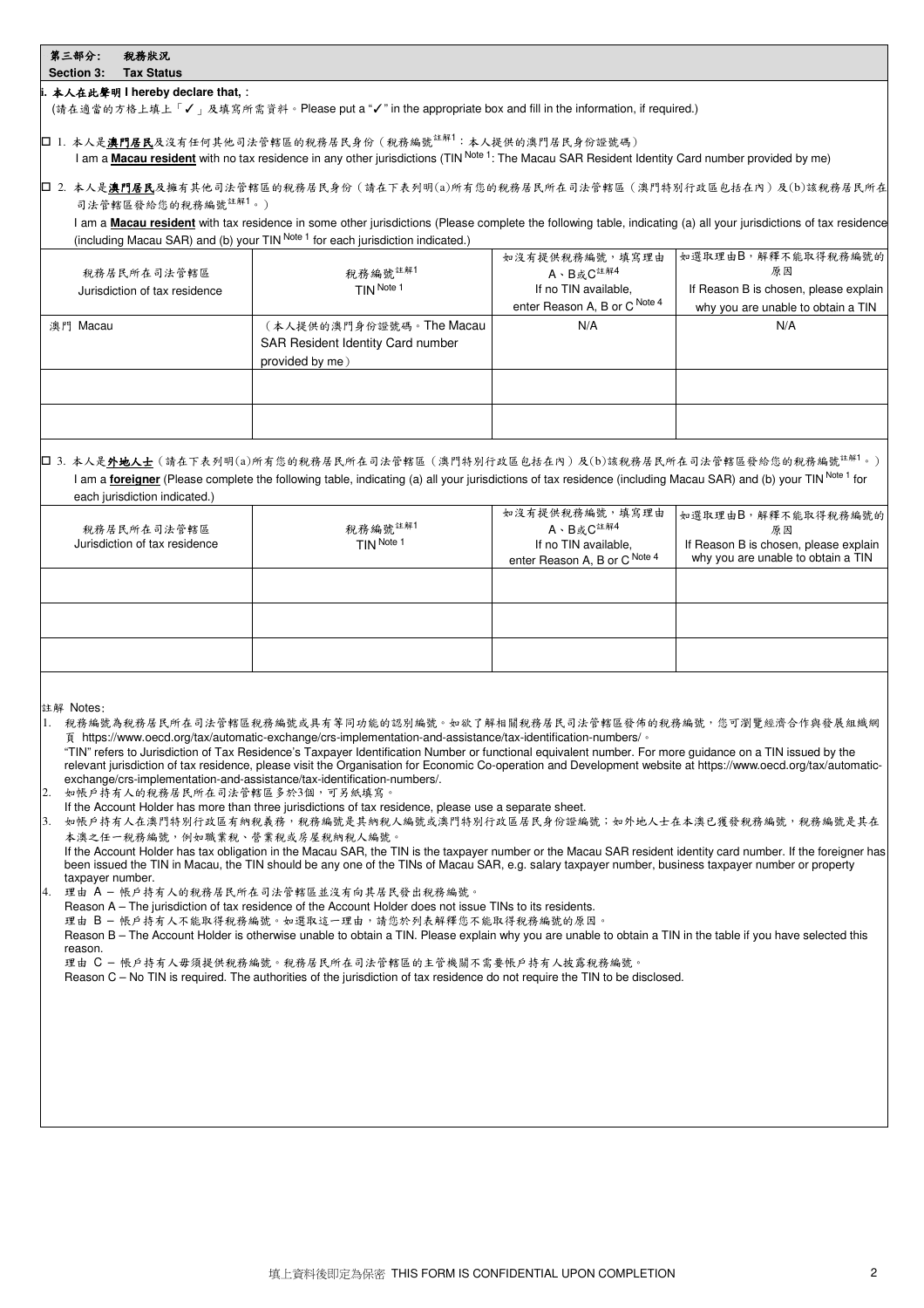## 第三部分: 稅務狀況
## Section 3: Tax Status

**i. 本人在此聲明 I hereby declare that, :**

(請在適當的方格上填上「✓」及填寫所需資料。Please put a "✓" in the appropriate box and fill in the information, if required.)

☐ 1. 本人是**澳門居民**及沒有任何其他司法管轄區的稅務居民身份（稅務編號註解1：本人提供的澳門居民身份證號碼）
I am a **Macau resident** with no tax residence in any other jurisdictions (TIN Note 1: The Macau SAR Resident Identity Card number provided by me)

☐ 2. 本人是**澳門居民**及擁有其他司法管轄區的稅務居民身份（請在下表列明(a)所有您的稅務居民所在司法管轄區（澳門特別行政區包括在內）及(b)該稅務居民所在司法管轄區發給您的稅務編號註解1。）
I am a **Macau resident** with tax residence in some other jurisdictions (Please complete the following table, indicating (a) all your jurisdictions of tax residence (including Macau SAR) and (b) your TIN Note 1 for each jurisdiction indicated.)

| 稅務居民所在司法管轄區 Jurisdiction of tax residence | 稅務編號註解1 TIN Note 1 | 如沒有提供稅務編號，填寫理由A、B或C註解4 If no TIN available, enter Reason A, B or C Note 4 | 如選取理由B，解釋不能取得稅務編號的原因 If Reason B is chosen, please explain why you are unable to obtain a TIN |
|---|---|---|---|
| 澳門 Macau | （本人提供的澳門身份證號碼。The Macau SAR Resident Identity Card number provided by me） | N/A | N/A |
| | | | |
| | | | |

☐ 3. 本人是**外地人士**（請在下表列明(a)所有您的稅務居民所在司法管轄區（澳門特別行政區包括在內）及(b)該稅務居民所在司法管轄區發給您的稅務編號註解1。）
I am a **foreigner** (Please complete the following table, indicating (a) all your jurisdictions of tax residence (including Macau SAR) and (b) your TIN Note 1 for each jurisdiction indicated.)

| 稅務居民所在司法管轄區 Jurisdiction of tax residence | 稅務編號註解1 TIN Note 1 | 如沒有提供稅務編號，填寫理由A、B或C註解4 If no TIN available, enter Reason A, B or C Note 4 | 如選取理由B，解釋不能取得稅務編號的原因 If Reason B is chosen, please explain why you are unable to obtain a TIN |
|---|---|---|---|
| | | | |
| | | | |
| | | | |

註解 Notes:

1. 稅務編號為稅務居民所在司法管轄區稅務編號或具有等同功能的認別編號。如欲了解相關稅務居民司法管轄區發佈的稅務編號，您可瀏覽經濟合作與發展組織網頁 https://www.oecd.org/tax/automatic-exchange/crs-implementation-and-assistance/tax-identification-numbers/。
"TIN" refers to Jurisdiction of Tax Residence's Taxpayer Identification Number or functional equivalent number. For more guidance on a TIN issued by the relevant jurisdiction of tax residence, please visit the Organisation for Economic Co-operation and Development website at https://www.oecd.org/tax/automatic-exchange/crs-implementation-and-assistance/tax-identification-numbers/.
2. 如帳戶持有人的稅務居民所在司法管轄區多於3個，可另紙填寫。
If the Account Holder has more than three jurisdictions of tax residence, please use a separate sheet.
3. 如帳戶持有人在澳門特別行政區有納稅義務，稅務編號是其納稅人編號或澳門特別行政區居民身份證編號；如外地人士在本澳已獲發稅務編號，稅務編號是其在本澳之任一稅務編號，例如職業稅、營業稅或房屋稅納稅人編號。
If the Account Holder has tax obligation in the Macau SAR, the TIN is the taxpayer number or the Macau SAR resident identity card number. If the foreigner has been issued the TIN in Macau, the TIN should be any one of the TINs of Macau SAR, e.g. salary taxpayer number, business taxpayer number or property taxpayer number.
4. 理由 A – 帳戶持有人的稅務居民所在司法管轄區並沒有向其居民發出稅務編號。
Reason A – The jurisdiction of tax residence of the Account Holder does not issue TINs to its residents.
理由 B – 帳戶持有人不能取得稅務編號。如選取這一理由，請您於列表解釋您不能取得稅務編號的原因。
Reason B – The Account Holder is otherwise unable to obtain a TIN. Please explain why you are unable to obtain a TIN in the table if you have selected this reason.
理由 C – 帳戶持有人毋須提供稅務編號。稅務居民所在司法管轄區的主管機關不需要帳戶持有人披露稅務編號。
Reason C – No TIN is required. The authorities of the jurisdiction of tax residence do not require the TIN to be disclosed.

填上資料後即定為保密 THIS FORM IS CONFIDENTIAL UPON COMPLETION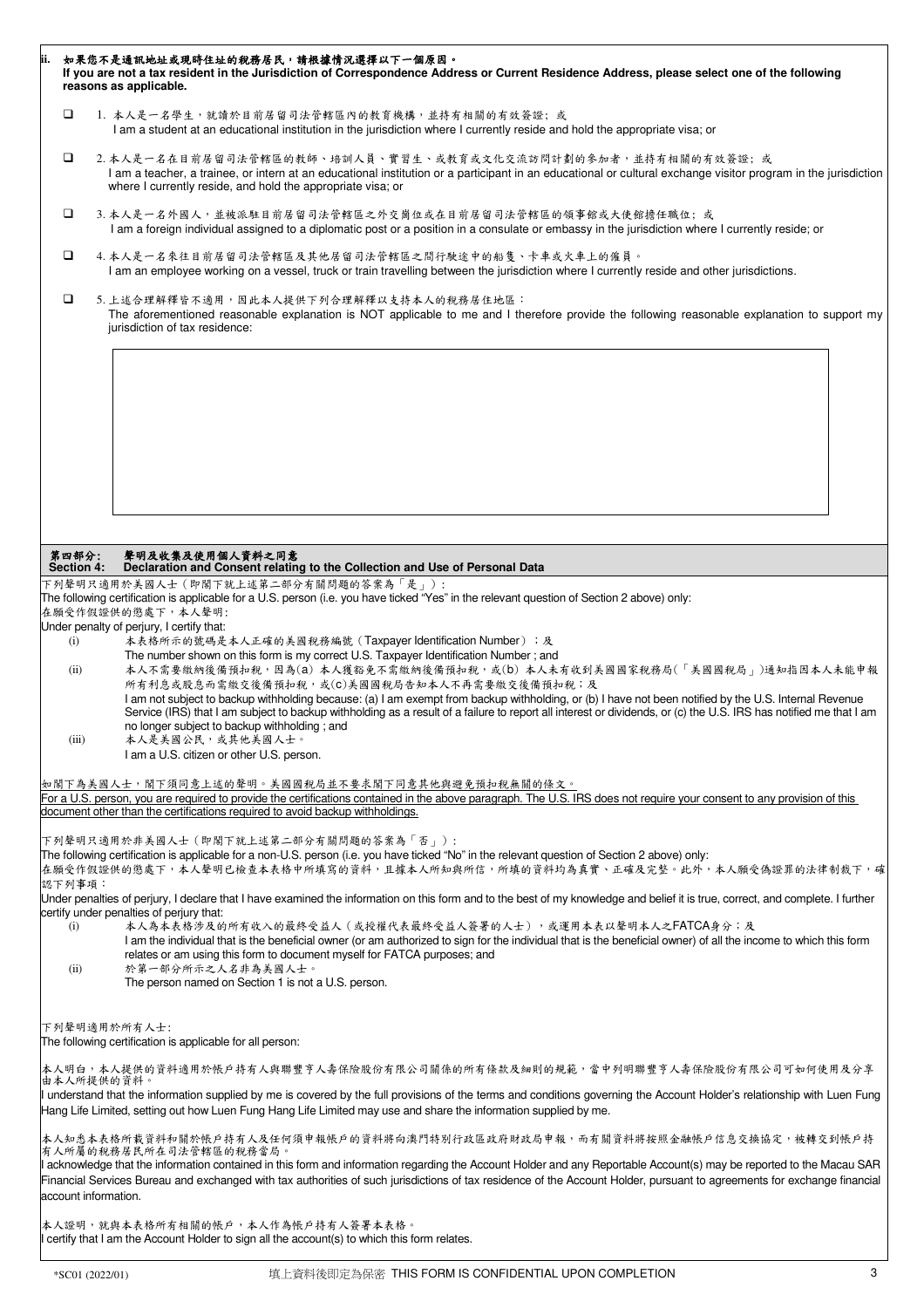**ii. 如果您不是通訊地址或現時住址的稅務居民，請根據情況選擇以下一個原因。**
**If you are not a tax resident in the Jurisdiction of Correspondence Address or Current Residence Address, please select one of the following reasons as applicable.**

☐ 1. 本人是一名學生，就讀於目前居留司法管轄區內的教育機構，並持有相關的有效簽證; 或
I am a student at an educational institution in the jurisdiction where I currently reside and hold the appropriate visa; or

☐ 2. 本人是一名在目前居留司法管轄區的教師、培訓人員、實習生、或教育或文化交流訪問計劃的參加者，並持有相關的有效簽證; 或
I am a teacher, a trainee, or intern at an educational institution or a participant in an educational or cultural exchange visitor program in the jurisdiction where I currently reside, and hold the appropriate visa; or

☐ 3. 本人是一名外國人，並被派駐目前居留司法管轄區之外交崗位或在目前居留司法管轄區的領事館或大使館擔任職位; 或
I am a foreign individual assigned to a diplomatic post or a position in a consulate or embassy in the jurisdiction where I currently reside; or

☐ 4. 本人是一名來往目前居留司法管轄區及其他居留司法管轄區之間行駛途中的船隻、卡車或火車上的僱員。
I am an employee working on a vessel, truck or train travelling between the jurisdiction where I currently reside and other jurisdictions.

☐ 5. 上述合理解釋皆不適用，因此本人提供下列合理解釋以支持本人的稅務居住地區：
The aforementioned reasonable explanation is NOT applicable to me and I therefore provide the following reasonable explanation to support my jurisdiction of tax residence:

## 第四部分：聲明及收集及使用個人資料之同意
## Section 4: Declaration and Consent relating to the Collection and Use of Personal Data

下列聲明只適用於美國人士（即閣下就上述第二部分有關問題的答案為「是」）：
The following certification is applicable for a U.S. person (i.e. you have ticked "Yes" in the relevant question of Section 2 above) only:

在願受作假證供的懲處下，本人聲明：
Under penalty of perjury, I certify that:

(i) 本表格所示的號碼是本人正確的美國稅務編號（Taxpayer Identification Number）；及
The number shown on this form is my correct U.S. Taxpayer Identification Number ; and

(ii) 本人不需要繳納後備預扣稅，因為(a) 本人獲豁免不需繳納後備預扣稅，或(b) 本人未有收到美國國家稅務局(「美國國稅局」)通知指因本人未能申報所有利息或股息而需繳交後備預扣稅，或(c)美國國稅局告知本人不再需要繳交後備預扣稅；及
I am not subject to backup withholding because: (a) I am exempt from backup withholding, or (b) I have not been notified by the U.S. Internal Revenue Service (IRS) that I am subject to backup withholding as a result of a failure to report all interest or dividends, or (c) the U.S. IRS has notified me that I am no longer subject to backup withholding ; and

(iii) 本人是美國公民，或其他美國人士。
I am a U.S. citizen or other U.S. person.

<u>如閣下為美國人士，閣下須同意上述的聲明。美國國稅局並不要求閣下同意其他與避免預扣稅無關的條文。</u>
<u>For a U.S. person, you are required to provide the certifications contained in the above paragraph. The U.S. IRS does not require your consent to any provision of this document other than the certifications required to avoid backup withholdings.</u>

下列聲明只適用於非美國人士（即閣下就上述第二部分有關問題的答案為「否」）：
The following certification is applicable for a non-U.S. person (i.e. you have ticked "No" in the relevant question of Section 2 above) only:

在願受作假證供的懲處下，本人聲明已檢查本表格中所填寫的資料，且據本人所知與所信，所填的資料均為真實、正確及完整。此外，本人願受偽證罪的法律制裁下，確認下列事項：
Under penalties of perjury, I declare that I have examined the information on this form and to the best of my knowledge and belief it is true, correct, and complete. I further certify under penalties of perjury that:

(i) 本人為本表格涉及的所有收入的最終受益人（或授權代表最終受益人簽署的人士），或運用本表以聲明本人之FATCA身分；及
I am the individual that is the beneficial owner (or am authorized to sign for the individual that is the beneficial owner) of all the income to which this form relates or am using this form to document myself for FATCA purposes; and

(ii) 於第一部分所示之人名非為美國人士。
The person named on Section 1 is not a U.S. person.

下列聲明適用於所有人士:
The following certification is applicable for all person:

本人明白，本人提供的資料適用於帳戶持有人與聯豐亨人壽保險股份有限公司關係的所有條款及細則的規範，當中列明聯豐亨人壽保險股份有限公司可如何使用及分享由本人所提供的資料。
I understand that the information supplied by me is covered by the full provisions of the terms and conditions governing the Account Holder's relationship with Luen Fung Hang Life Limited, setting out how Luen Fung Hang Life Limited may use and share the information supplied by me.

本人知悉本表格所載資料和關於帳戶持有人及任何須申報帳戶的資料將向澳門特別行政區政府財政局申報，而有關資料將按照金融帳戶信息交換協定，被轉交到帳戶持有人所屬的稅務居民所在司法管轄區的稅務當局。
I acknowledge that the information contained in this form and information regarding the Account Holder and any Reportable Account(s) may be reported to the Macau SAR Financial Services Bureau and exchanged with tax authorities of such jurisdictions of tax residence of the Account Holder, pursuant to agreements for exchange financial account information.

本人證明，就與本表格所有相關的帳戶，本人作為帳戶持有人簽署本表格。
I certify that I am the Account Holder to sign all the account(s) to which this form relates.

*SC01 (2022/01) 填上資料後即定為保密 THIS FORM IS CONFIDENTIAL UPON COMPLETION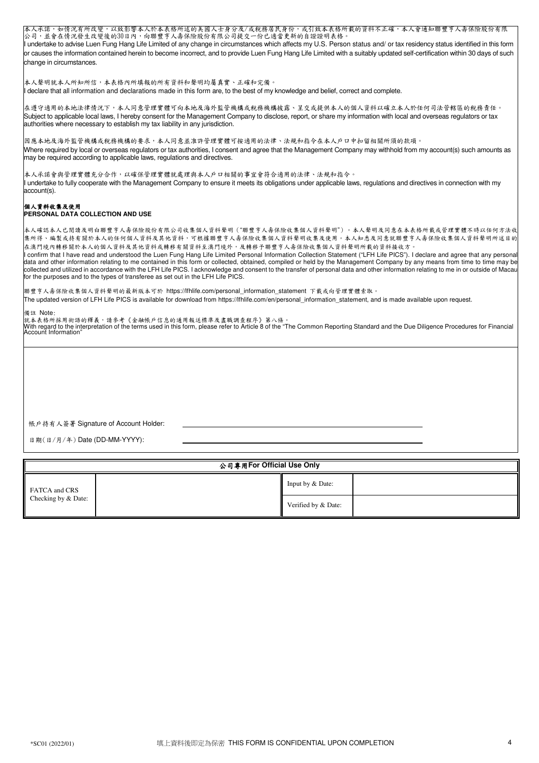本人承諾，如情況有所改變，以致影響本人於本表格所述的美國人士身分及/或稅務居民身份，或引致本表格所載的資料不正確，本人會通知聯豐亨人壽保險股份有限公司，並會在情況發生改變後的30日內，向聯豐亨人壽保險股份有限公司提交一份已適當更新的自證證明表格。
I undertake to advise Luen Fung Hang Life Limited of any change in circumstances which affects my U.S. Person status and/ or tax residency status identified in this form or causes the information contained herein to become incorrect, and to provide Luen Fung Hang Life Limited with a suitably updated self-certification within 30 days of such change in circumstances.

本人聲明就本人所知所信，本表格內所填報的所有資料和聲明均屬真實、正確和完備。
I declare that all information and declarations made in this form are, to the best of my knowledge and belief, correct and complete.

在遵守適用的本地法律情況下，本人同意管理實體可向本地及海外監管機構或稅務機構披露、呈交或提供本人的個人資料以確立本人於任何司法管轄區的稅務責任。
Subject to applicable local laws, I hereby consent for the Management Company to disclose, report, or share my information with local and overseas regulators or tax authorities where necessary to establish my tax liability in any jurisdiction.

因應本地及海外監管機構或稅務機構的要求，本人同意並准許管理實體可按適用的法律、法規和指令在本人戶口中扣留相關所須的款項。
Where required by local or overseas regulators or tax authorities, I consent and agree that the Management Company may withhold from my account(s) such amounts as may be required according to applicable laws, regulations and directives.

本人承諾會與管理實體充分合作，以確保管理實體就處理與本人戶口相關的事宜會符合適用的法律、法規和指令。
I undertake to fully cooperate with the Management Company to ensure it meets its obligations under applicable laws, regulations and directives in connection with my account(s).

**個人資料收集及使用**
**PERSONAL DATA COLLECTION AND USE**

本人確認本人已閱讀及明白聯豐亨人壽保險股份有限公司收集個人資料聲明（"聯豐亨人壽保險收集個人資料聲明"）。本人聲明及同意在本表格所載或管理實體不時以任何方法收集所得、編製或持有關於本人的任何個人資料及其他資料，可根據聯豐亨人壽保險收集個人資料聲明收集及使用。本人知悉及同意就聯豐亨人壽保險收集個人資料聲明所述目的在澳門境內轉移關於本人的個人資料及其他資料或轉移有關資料至澳門境外，及轉移予聯豐亨人壽保險收集個人資料聲明所載的資料接收方。
I confirm that I have read and understood the Luen Fung Hang Life Limited Personal Information Collection Statement ("LFH Life PICS"). I declare and agree that any personal data and other information relating to me contained in this form or collected, obtained, compiled or held by the Management Company by any means from time to time may be collected and utilized in accordance with the LFH Life PICS. I acknowledge and consent to the transfer of personal data and other information relating to me in or outside of Macau for the purposes and to the types of transferee as set out in the LFH Life PICS.

聯豐亨人壽保險收集個人資料聲明的最新版本可於 https://lfhlife.com/personal_information_statement 下載或向管理實體索取。
The updated version of LFH Life PICS is available for download from https://lfhlife.com/en/personal_information_statement, and is made available upon request.

備註 Note:
就本表格所採用術語的釋義，請參考《金融帳戶信息的通用報送標準及盡職調查程序》第八條。
With regard to the interpretation of the terms used in this form, please refer to Article 8 of the "The Common Reporting Standard and the Due Diligence Procedures for Financial Account Information"

帳戶持有人簽署 Signature of Account Holder: ______________________

日期(日/月/年) Date (DD-MM-YYYY): ______________________

| 公司專用For Official Use Only | | | |
|---|---|---|---|
| FATCA and CRS Checking by & Date: | | Input by & Date: | |
| | | Verified by & Date: | |

*SC01 (2022/01)　填上資料後即定為保密 THIS FORM IS CONFIDENTIAL UPON COMPLETION